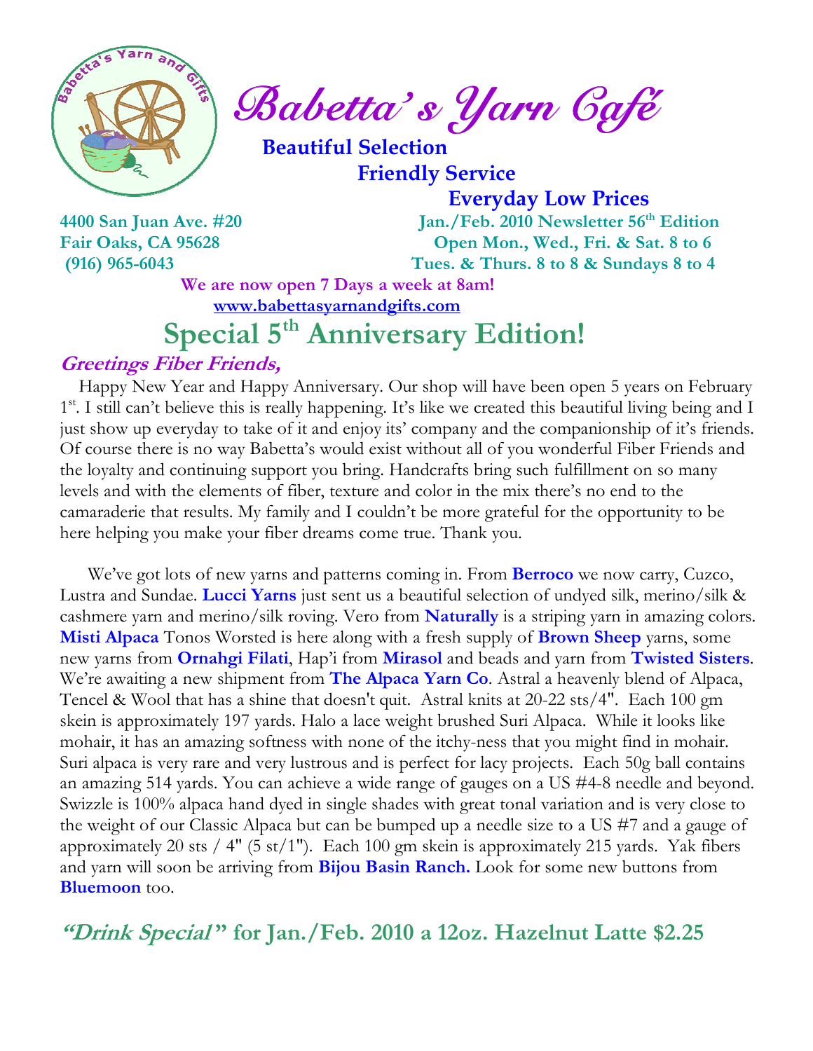# Babetta's Yarn Café

**Beautiful Selection**
**Friendly Service**
**Everyday Low Prices**

**4400 San Juan Ave. #20**
**Fair Oaks, CA 95628**
**(916) 965-6043**

**Jan./Feb. 2010 Newsletter 56th Edition**
**Open Mon., Wed., Fri. & Sat. 8 to 6**
**Tues. & Thurs. 8 to 8 & Sundays 8 to 4**

**We are now open 7 Days a week at 8am!**
**www.babettasyarnandgifts.com**

## Special 5th Anniversary Edition!

### *Greetings Fiber Friends,*

Happy New Year and Happy Anniversary. Our shop will have been open 5 years on February 1st. I still can't believe this is really happening. It's like we created this beautiful living being and I just show up everyday to take of it and enjoy its' company and the companionship of it's friends. Of course there is no way Babetta's would exist without all of you wonderful Fiber Friends and the loyalty and continuing support you bring. Handcrafts bring such fulfillment on so many levels and with the elements of fiber, texture and color in the mix there's no end to the camaraderie that results. My family and I couldn't be more grateful for the opportunity to be here helping you make your fiber dreams come true. Thank you.

We've got lots of new yarns and patterns coming in. From **Berroco** we now carry, Cuzco, Lustra and Sundae. **Lucci Yarns** just sent us a beautiful selection of undyed silk, merino/silk & cashmere yarn and merino/silk roving. Vero from **Naturally** is a striping yarn in amazing colors. **Misti Alpaca** Tonos Worsted is here along with a fresh supply of **Brown Sheep** yarns, some new yarns from **Ornahgi Filati**, Hap'i from **Mirasol** and beads and yarn from **Twisted Sisters**. We're awaiting a new shipment from **The Alpaca Yarn Co**. Astral a heavenly blend of Alpaca, Tencel & Wool that has a shine that doesn't quit. Astral knits at 20-22 sts/4". Each 100 gm skein is approximately 197 yards. Halo a lace weight brushed Suri Alpaca. While it looks like mohair, it has an amazing softness with none of the itchy-ness that you might find in mohair. Suri alpaca is very rare and very lustrous and is perfect for lacy projects. Each 50g ball contains an amazing 514 yards. You can achieve a wide range of gauges on a US #4-8 needle and beyond. Swizzle is 100% alpaca hand dyed in single shades with great tonal variation and is very close to the weight of our Classic Alpaca but can be bumped up a needle size to a US #7 and a gauge of approximately 20 sts / 4" (5 st/1"). Each 100 gm skein is approximately 215 yards. Yak fibers and yarn will soon be arriving from **Bijou Basin Ranch.** Look for some new buttons from **Bluemoon** too.

## *"Drink Special"* for Jan./Feb. 2010 a 12oz. Hazelnut Latte $2.25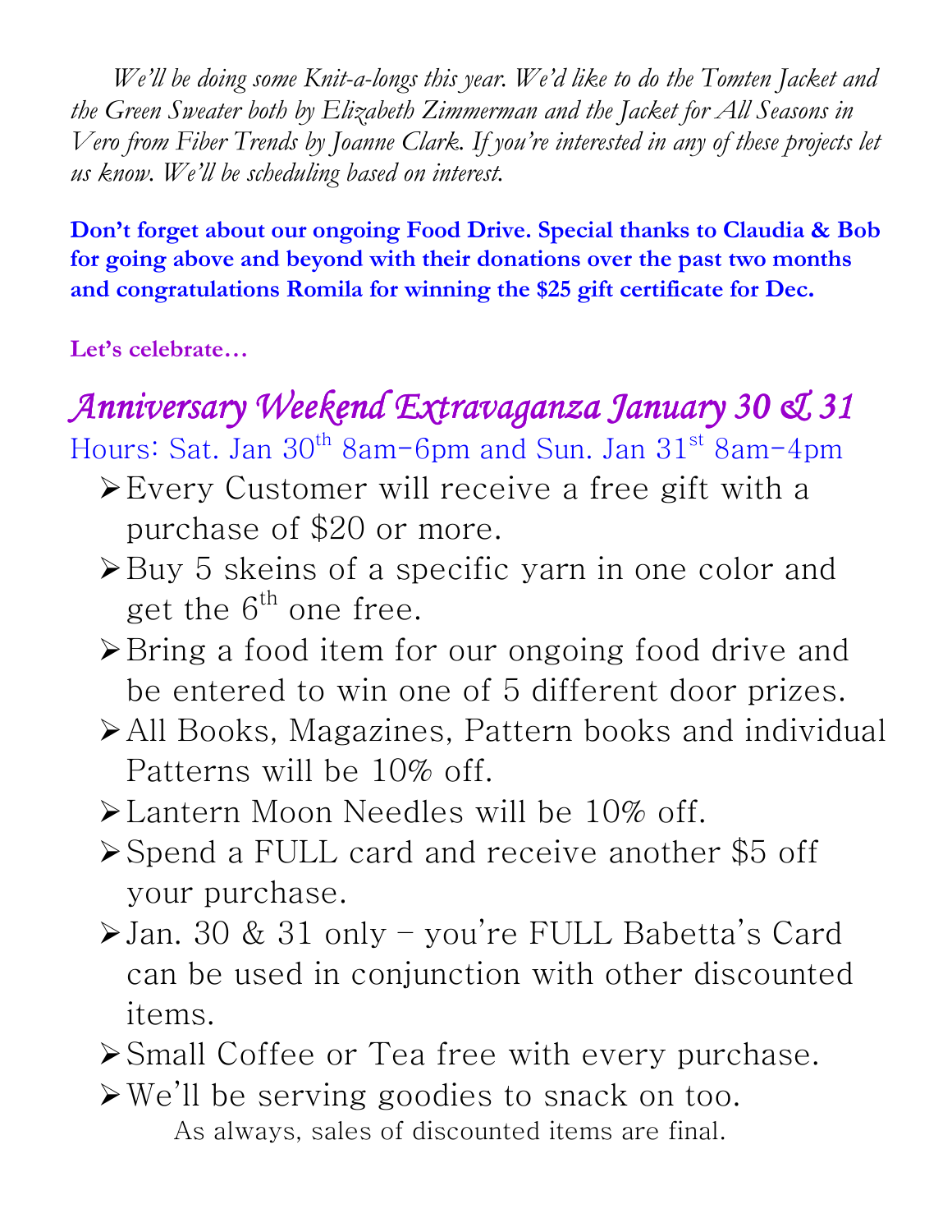*We'll be doing some Knit-a-longs this year. We'd like to do the Tomten Jacket and the Green Sweater both by Elizabeth Zimmerman and the Jacket for All Seasons in Vero from Fiber Trends by Joanne Clark. If you're interested in any of these projects let us know. We'll be scheduling based on interest.*

**Don't forget about our ongoing Food Drive. Special thanks to Claudia & Bob for going above and beyond with their donations over the past two months and congratulations Romila for winning the $25 gift certificate for Dec.**

**Let's celebrate…**

## Anniversary Weekend Extravaganza January 30 & 31

Hours: Sat. Jan 30th 8am-6pm and Sun. Jan 31st 8am-4pm

- Every Customer will receive a free gift with a purchase of $20 or more.
- Buy 5 skeins of a specific yarn in one color and get the 6th one free.
- Bring a food item for our ongoing food drive and be entered to win one of 5 different door prizes.
- All Books, Magazines, Pattern books and individual Patterns will be 10% off.
- Lantern Moon Needles will be 10% off.
- Spend a FULL card and receive another $5 off your purchase.
- Jan. 30 & 31 only – you're FULL Babetta's Card can be used in conjunction with other discounted items.
- Small Coffee or Tea free with every purchase.
- We'll be serving goodies to snack on too.

As always, sales of discounted items are final.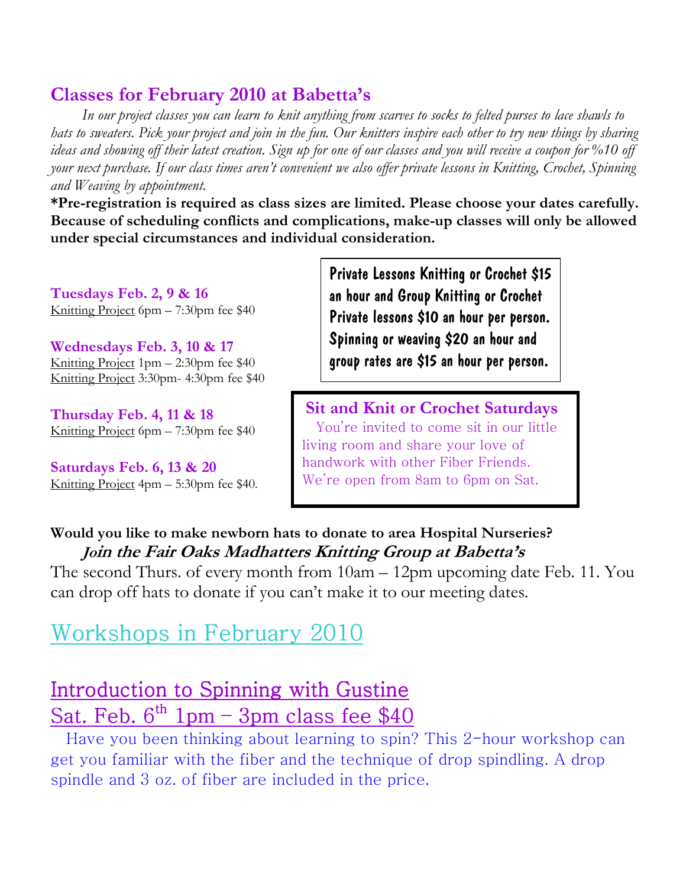## Classes for February 2010 at Babetta's

*In our project classes you can learn to knit anything from scarves to socks to felted purses to lace shawls to hats to sweaters. Pick your project and join in the fun. Our knitters inspire each other to try new things by sharing ideas and showing off their latest creation. Sign up for one of our classes and you will receive a coupon for %10 off your next purchase. If our class times aren't convenient we also offer private lessons in Knitting, Crochet, Spinning and Weaving by appointment.*

**\*Pre-registration is required as class sizes are limited. Please choose your dates carefully. Because of scheduling conflicts and complications, make-up classes will only be allowed under special circumstances and individual consideration.**

**Tuesdays Feb. 2, 9 & 16**
Knitting Project 6pm – 7:30pm fee $40

**Wednesdays Feb. 3, 10 & 17**
Knitting Project 1pm – 2:30pm fee $40
Knitting Project 3:30pm- 4:30pm fee $40

**Thursday Feb. 4, 11 & 18**
Knitting Project 6pm – 7:30pm fee $40

**Saturdays Feb. 6, 13 & 20**
Knitting Project 4pm – 5:30pm fee $40.

Private Lessons Knitting or Crochet $15 an hour and Group Knitting or Crochet Private lessons $10 an hour per person. Spinning or weaving $20 an hour and group rates are $15 an hour per person.

**Sit and Knit or Crochet Saturdays**

You're invited to come sit in our little living room and share your love of handwork with other Fiber Friends. We're open from 8am to 6pm on Sat.

**Would you like to make newborn hats to donate to area Hospital Nurseries?**

***Join the Fair Oaks Madhatters Knitting Group at Babetta's***

The second Thurs. of every month from 10am – 12pm upcoming date Feb. 11. You can drop off hats to donate if you can't make it to our meeting dates.

# Workshops in February 2010

## Introduction to Spinning with Gustine
## Sat. Feb. 6th 1pm – 3pm class fee $40

Have you been thinking about learning to spin? This 2-hour workshop can get you familiar with the fiber and the technique of drop spindling. A drop spindle and 3 oz. of fiber are included in the price.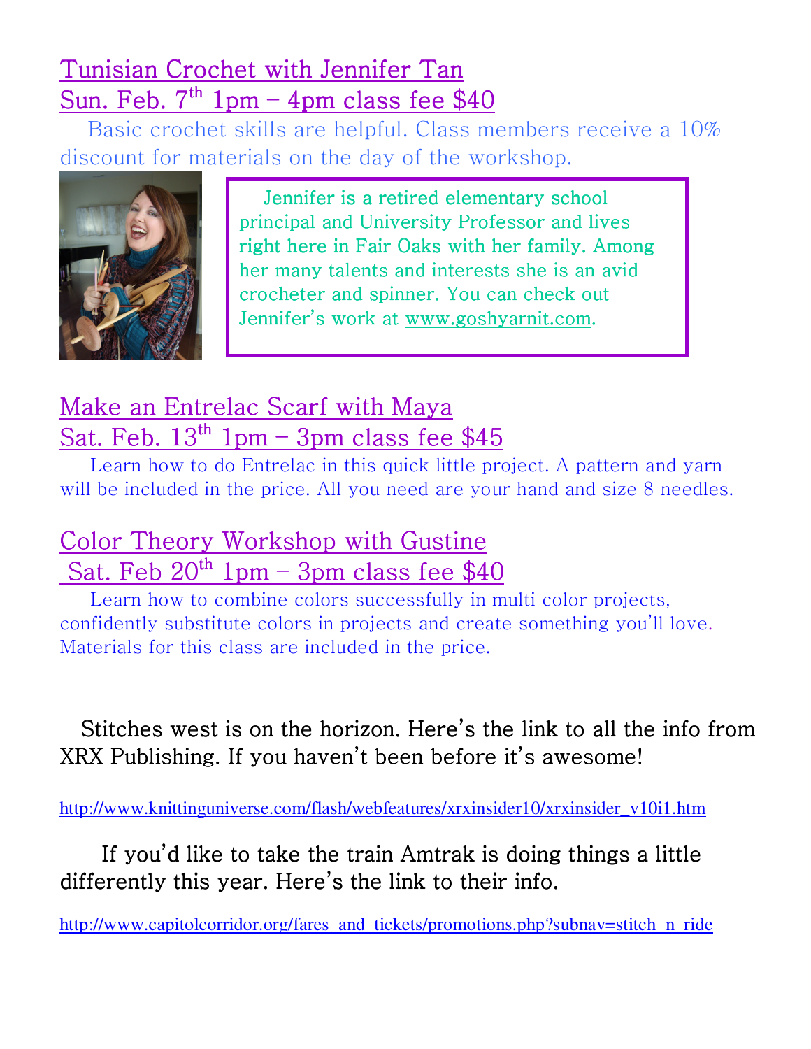## Tunisian Crochet with Jennifer Tan
## Sun. Feb. 7th 1pm – 4pm class fee $40

Basic crochet skills are helpful. Class members receive a 10% discount for materials on the day of the workshop.

Jennifer is a retired elementary school principal and University Professor and lives right here in Fair Oaks with her family. Among her many talents and interests she is an avid crocheter and spinner. You can check out Jennifer's work at www.goshyarnit.com.

## Make an Entrelac Scarf with Maya
## Sat. Feb. 13th 1pm – 3pm class fee $45

Learn how to do Entrelac in this quick little project. A pattern and yarn will be included in the price. All you need are your hand and size 8 needles.

## Color Theory Workshop with Gustine
## Sat. Feb 20th 1pm – 3pm class fee $40

Learn how to combine colors successfully in multi color projects, confidently substitute colors in projects and create something you'll love. Materials for this class are included in the price.

Stitches west is on the horizon. Here's the link to all the info from XRX Publishing. If you haven't been before it's awesome!

http://www.knittinguniverse.com/flash/webfeatures/xrxinsider10/xrxinsider_v10i1.htm

If you'd like to take the train Amtrak is doing things a little differently this year. Here's the link to their info.

http://www.capitolcorridor.org/fares_and_tickets/promotions.php?subnav=stitch_n_ride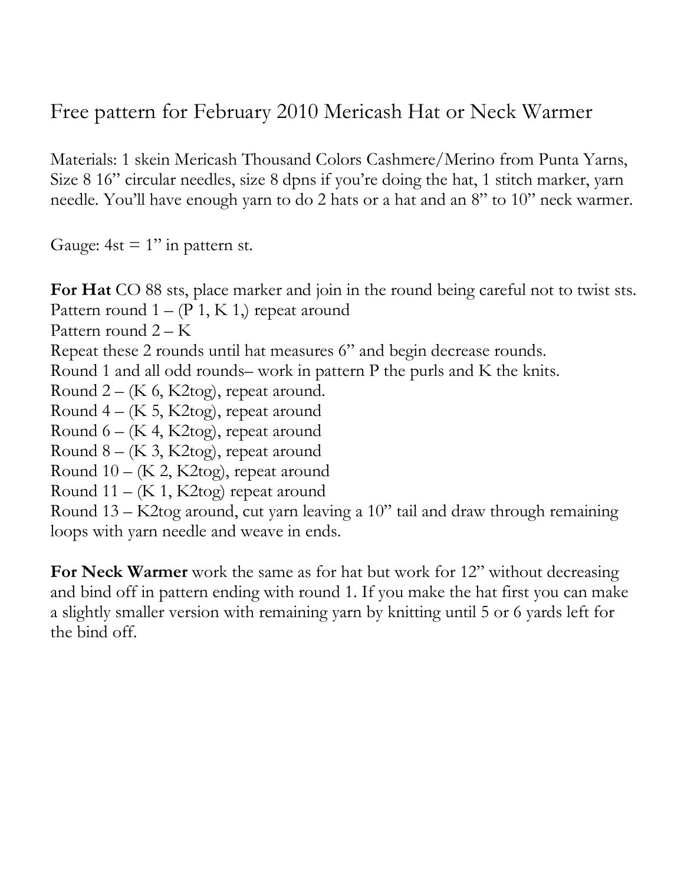# Free pattern for February 2010 Mericash Hat or Neck Warmer

Materials: 1 skein Mericash Thousand Colors Cashmere/Merino from Punta Yarns, Size 8 16" circular needles, size 8 dpns if you're doing the hat, 1 stitch marker, yarn needle. You'll have enough yarn to do 2 hats or a hat and an 8" to 10" neck warmer.

Gauge: 4st = 1" in pattern st.

**For Hat** CO 88 sts, place marker and join in the round being careful not to twist sts.
Pattern round 1 – (P 1, K 1,) repeat around
Pattern round 2 – K
Repeat these 2 rounds until hat measures 6" and begin decrease rounds.
Round 1 and all odd rounds– work in pattern P the purls and K the knits.
Round 2 – (K 6, K2tog), repeat around.
Round 4 – (K 5, K2tog), repeat around
Round 6 – (K 4, K2tog), repeat around
Round 8 – (K 3, K2tog), repeat around
Round 10 – (K 2, K2tog), repeat around
Round 11 – (K 1, K2tog) repeat around
Round 13 – K2tog around, cut yarn leaving a 10" tail and draw through remaining loops with yarn needle and weave in ends.

**For Neck Warmer** work the same as for hat but work for 12" without decreasing and bind off in pattern ending with round 1. If you make the hat first you can make a slightly smaller version with remaining yarn by knitting until 5 or 6 yards left for the bind off.